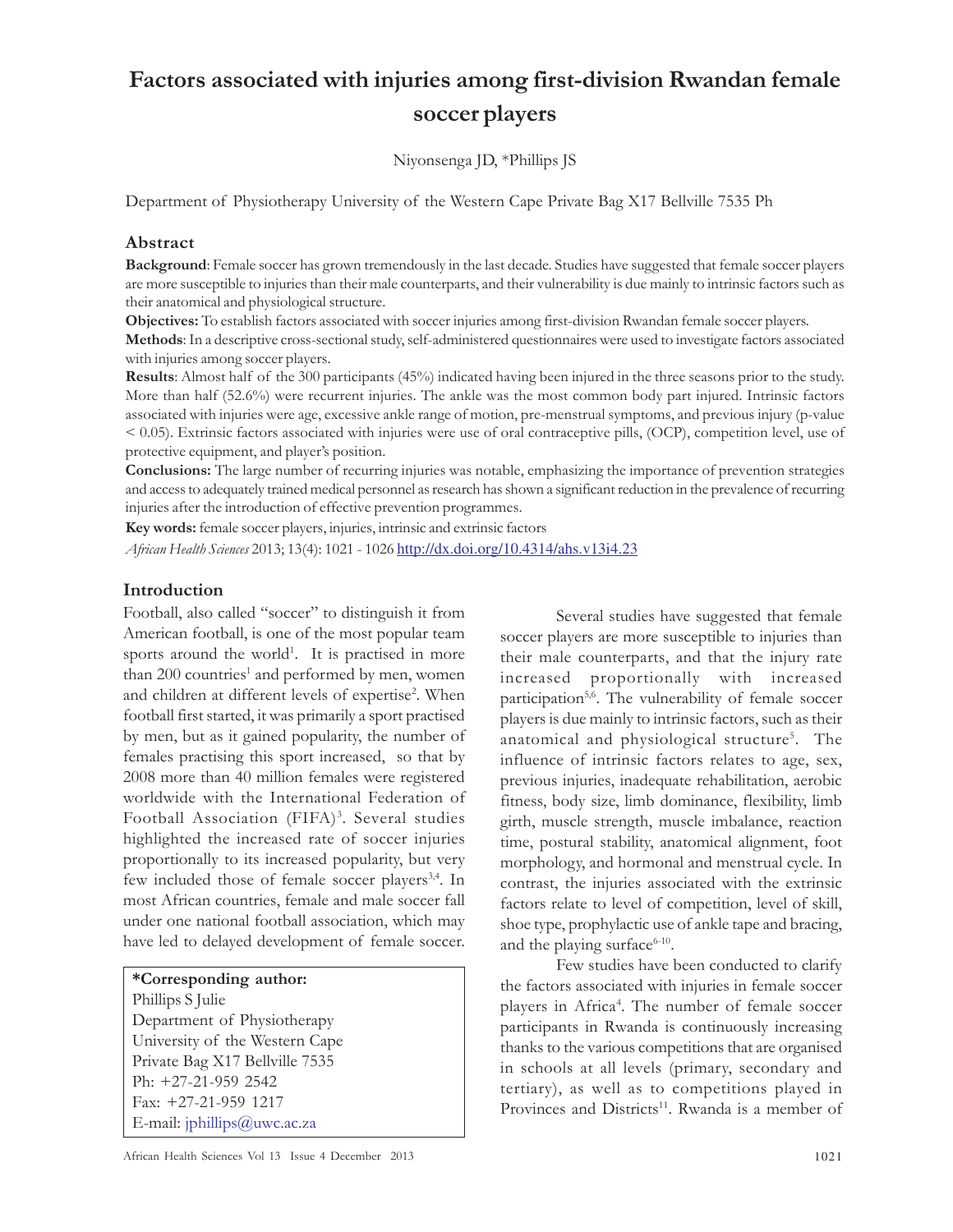# Factors associated with injuries among first-division Rwandan female soccer players

Niyonsenga JD, *Phillips JS

Department of Physiotherapy University of the Western Cape Private Bag X17 Bellville 7535 Ph

## Abstract

**Background**: Female soccer has grown tremendously in the last decade. Studies have suggested that female soccer players are more susceptible to injuries than their male counterparts, and their vulnerability is due mainly to intrinsic factors such as their anatomical and physiological structure.

**Objectives:** To establish factors associated with soccer injuries among first-division Rwandan female soccer players.

**Methods**: In a descriptive cross-sectional study, self-administered questionnaires were used to investigate factors associated with injuries among soccer players.

**Results**: Almost half of the 300 participants (45%) indicated having been injured in the three seasons prior to the study. More than half (52.6%) were recurrent injuries. The ankle was the most common body part injured. Intrinsic factors associated with injuries were age, excessive ankle range of motion, pre-menstrual symptoms, and previous injury (p-value $< 0.05$). Extrinsic factors associated with injuries were use of oral contraceptive pills, (OCP), competition level, use of protective equipment, and player's position.

**Conclusions:** The large number of recurring injuries was notable, emphasizing the importance of prevention strategies and access to adequately trained medical personnel as research has shown a significant reduction in the prevalence of recurring injuries after the introduction of effective prevention programmes.

**Key words:** female soccer players, injuries, intrinsic and extrinsic factors

*African Health Sciences* 2013; 13(4): 1021 - 1026 http://dx.doi.org/10.4314/ahs.v13i4.23

## Introduction

Football, also called "soccer" to distinguish it from American football, is one of the most popular team sports around the world[1]. It is practised in more than 200 countries[1] and performed by men, women and children at different levels of expertise[2]. When football first started, it was primarily a sport practised by men, but as it gained popularity, the number of females practising this sport increased, so that by 2008 more than 40 million females were registered worldwide with the International Federation of Football Association (FIFA)[3]. Several studies highlighted the increased rate of soccer injuries proportionally to its increased popularity, but very few included those of female soccer players[3,4]. In most African countries, female and male soccer fall under one national football association, which may have led to delayed development of female soccer.

**\*Corresponding author:**
Phillips S Julie
Department of Physiotherapy
University of the Western Cape
Private Bag X17 Bellville 7535
Ph: +27-21-959 2542
Fax: +27-21-959 1217
E-mail: jphillips@uwc.ac.za

Several studies have suggested that female soccer players are more susceptible to injuries than their male counterparts, and that the injury rate increased proportionally with increased participation[5,6]. The vulnerability of female soccer players is due mainly to intrinsic factors, such as their anatomical and physiological structure[5]. The influence of intrinsic factors relates to age, sex, previous injuries, inadequate rehabilitation, aerobic fitness, body size, limb dominance, flexibility, limb girth, muscle strength, muscle imbalance, reaction time, postural stability, anatomical alignment, foot morphology, and hormonal and menstrual cycle. In contrast, the injuries associated with the extrinsic factors relate to level of competition, level of skill, shoe type, prophylactic use of ankle tape and bracing, and the playing surface[6-10].

Few studies have been conducted to clarify the factors associated with injuries in female soccer players in Africa[4]. The number of female soccer participants in Rwanda is continuously increasing thanks to the various competitions that are organised in schools at all levels (primary, secondary and tertiary), as well as to competitions played in Provinces and Districts[11]. Rwanda is a member of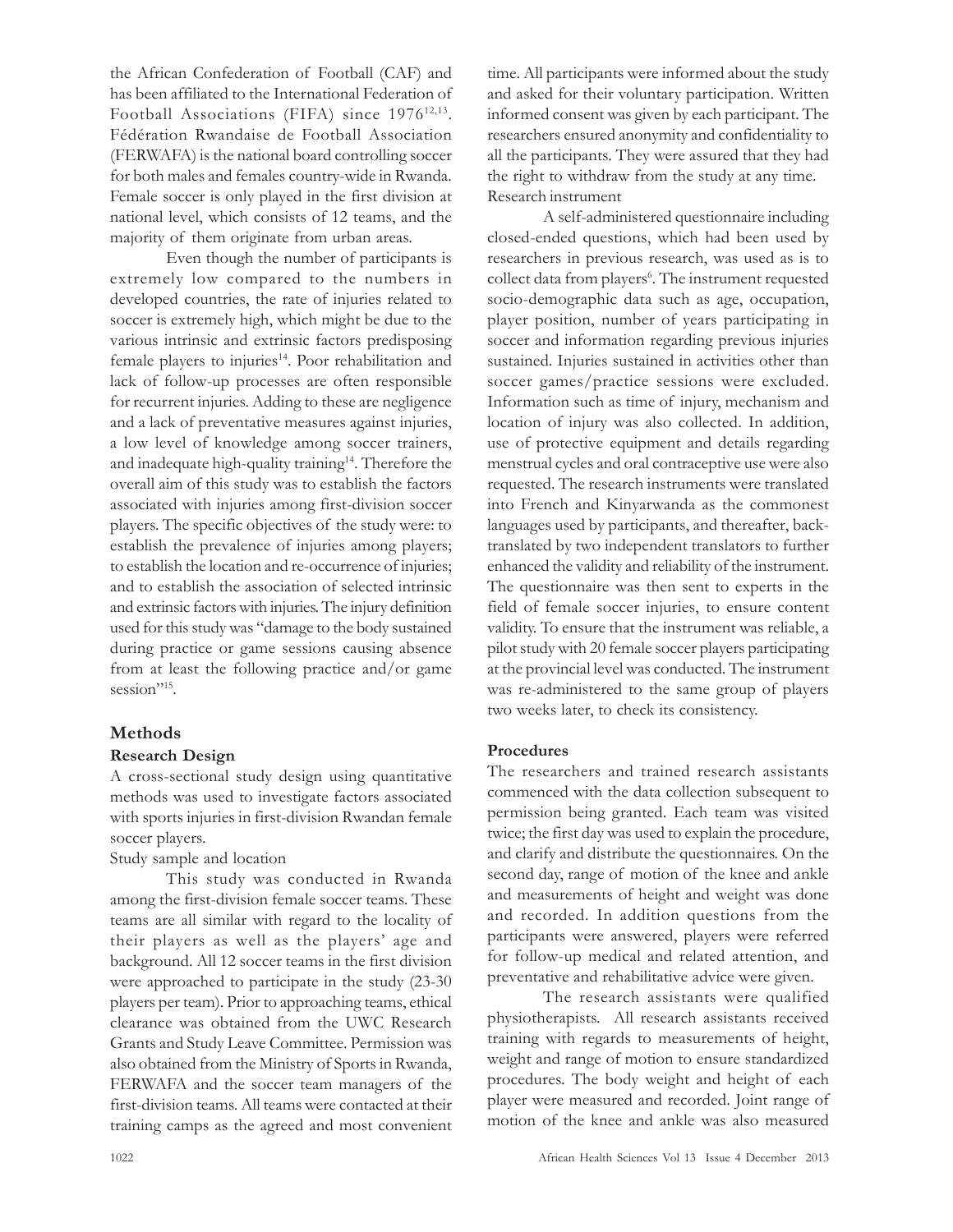the African Confederation of Football (CAF) and has been affiliated to the International Federation of Football Associations (FIFA) since 1976[12,13]. Fédération Rwandaise de Football Association (FERWAFA) is the national board controlling soccer for both males and females country-wide in Rwanda. Female soccer is only played in the first division at national level, which consists of 12 teams, and the majority of them originate from urban areas.

Even though the number of participants is extremely low compared to the numbers in developed countries, the rate of injuries related to soccer is extremely high, which might be due to the various intrinsic and extrinsic factors predisposing female players to injuries[14]. Poor rehabilitation and lack of follow-up processes are often responsible for recurrent injuries. Adding to these are negligence and a lack of preventative measures against injuries, a low level of knowledge among soccer trainers, and inadequate high-quality training[14]. Therefore the overall aim of this study was to establish the factors associated with injuries among first-division soccer players. The specific objectives of the study were: to establish the prevalence of injuries among players; to establish the location and re-occurrence of injuries; and to establish the association of selected intrinsic and extrinsic factors with injuries. The injury definition used for this study was "damage to the body sustained during practice or game sessions causing absence from at least the following practice and/or game session"[15].

## Methods

### Research Design

A cross-sectional study design using quantitative methods was used to investigate factors associated with sports injuries in first-division Rwandan female soccer players.

Study sample and location

This study was conducted in Rwanda among the first-division female soccer teams. These teams are all similar with regard to the locality of their players as well as the players' age and background. All 12 soccer teams in the first division were approached to participate in the study (23-30 players per team). Prior to approaching teams, ethical clearance was obtained from the UWC Research Grants and Study Leave Committee. Permission was also obtained from the Ministry of Sports in Rwanda, FERWAFA and the soccer team managers of the first-division teams. All teams were contacted at their training camps as the agreed and most convenient time. All participants were informed about the study and asked for their voluntary participation. Written informed consent was given by each participant. The researchers ensured anonymity and confidentiality to all the participants. They were assured that they had the right to withdraw from the study at any time.

Research instrument

A self-administered questionnaire including closed-ended questions, which had been used by researchers in previous research, was used as is to collect data from players[6]. The instrument requested socio-demographic data such as age, occupation, player position, number of years participating in soccer and information regarding previous injuries sustained. Injuries sustained in activities other than soccer games/practice sessions were excluded. Information such as time of injury, mechanism and location of injury was also collected. In addition, use of protective equipment and details regarding menstrual cycles and oral contraceptive use were also requested. The research instruments were translated into French and Kinyarwanda as the commonest languages used by participants, and thereafter, back-translated by two independent translators to further enhanced the validity and reliability of the instrument. The questionnaire was then sent to experts in the field of female soccer injuries, to ensure content validity. To ensure that the instrument was reliable, a pilot study with 20 female soccer players participating at the provincial level was conducted. The instrument was re-administered to the same group of players two weeks later, to check its consistency.

### Procedures

The researchers and trained research assistants commenced with the data collection subsequent to permission being granted. Each team was visited twice; the first day was used to explain the procedure, and clarify and distribute the questionnaires. On the second day, range of motion of the knee and ankle and measurements of height and weight was done and recorded. In addition questions from the participants were answered, players were referred for follow-up medical and related attention, and preventative and rehabilitative advice were given.

The research assistants were qualified physiotherapists. All research assistants received training with regards to measurements of height, weight and range of motion to ensure standardized procedures. The body weight and height of each player were measured and recorded. Joint range of motion of the knee and ankle was also measured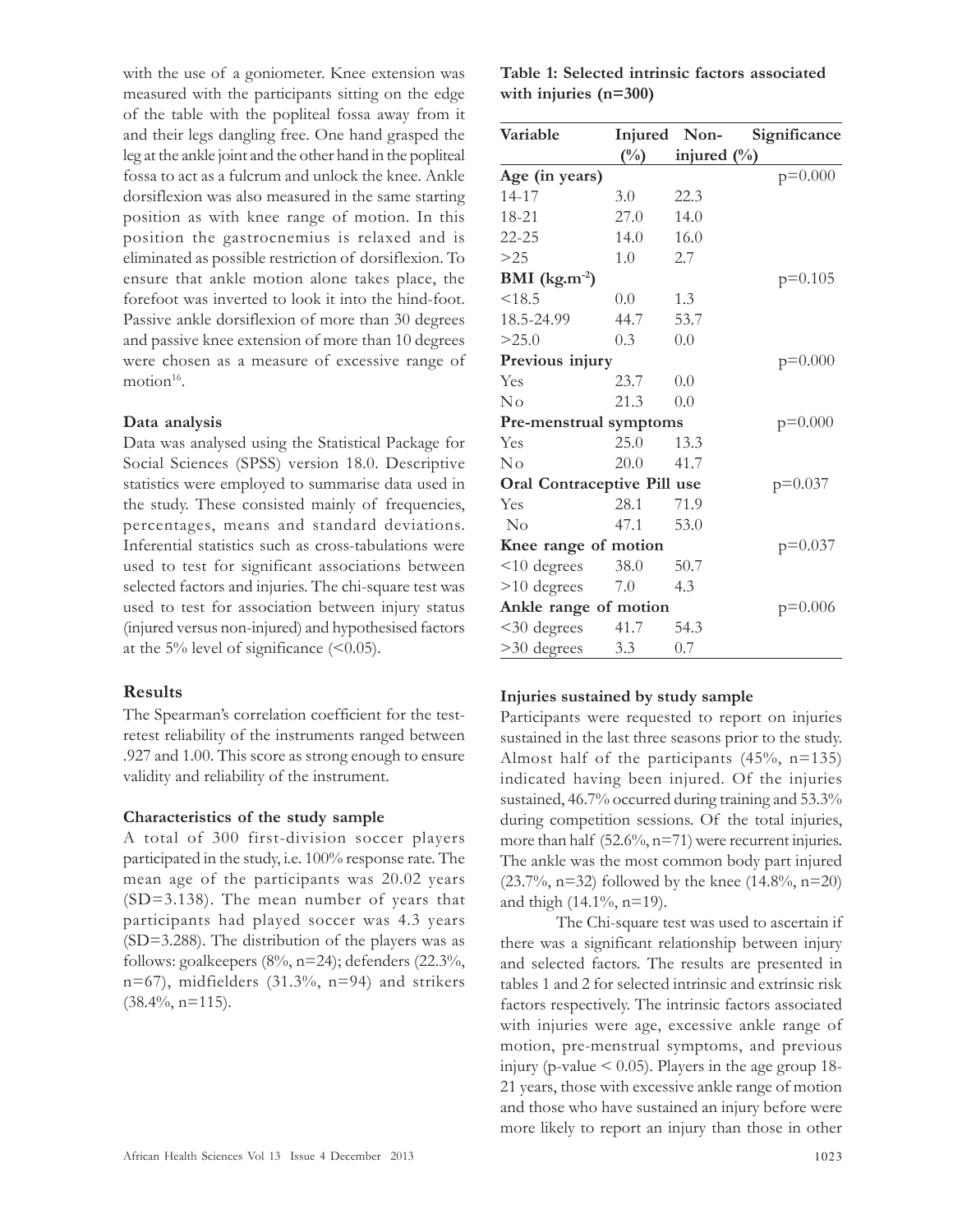with the use of a goniometer. Knee extension was measured with the participants sitting on the edge of the table with the popliteal fossa away from it and their legs dangling free. One hand grasped the leg at the ankle joint and the other hand in the popliteal fossa to act as a fulcrum and unlock the knee. Ankle dorsiflexion was also measured in the same starting position as with knee range of motion. In this position the gastrocnemius is relaxed and is eliminated as possible restriction of dorsiflexion. To ensure that ankle motion alone takes place, the forefoot was inverted to look it into the hind-foot. Passive ankle dorsiflexion of more than 30 degrees and passive knee extension of more than 10 degrees were chosen as a measure of excessive range of motion[16].

**Data analysis**

Data was analysed using the Statistical Package for Social Sciences (SPSS) version 18.0. Descriptive statistics were employed to summarise data used in the study. These consisted mainly of frequencies, percentages, means and standard deviations. Inferential statistics such as cross-tabulations were used to test for significant associations between selected factors and injuries. The chi-square test was used to test for association between injury status (injured versus non-injured) and hypothesised factors at the 5% level of significance (<0.05).

## Results

The Spearman's correlation coefficient for the test-retest reliability of the instruments ranged between .927 and 1.00. This score as strong enough to ensure validity and reliability of the instrument.

**Characteristics of the study sample**

A total of 300 first-division soccer players participated in the study, i.e. 100% response rate. The mean age of the participants was 20.02 years (SD=3.138). The mean number of years that participants had played soccer was 4.3 years (SD=3.288). The distribution of the players was as follows: goalkeepers (8%, n=24); defenders (22.3%, n=67), midfielders (31.3%, n=94) and strikers (38.4%, n=115).

**Table 1: Selected intrinsic factors associated with injuries (n=300)**

| Variable | Injured (%) | Non-injured (%) | Significance |
|---|---|---|---|
| **Age (in years)** | | | p=0.000 |
| 14-17 | 3.0 | 22.3 | |
| 18-21 | 27.0 | 14.0 | |
| 22-25 | 14.0 | 16.0 | |
| >25 | 1.0 | 2.7 | |
| **BMI (kg.m$^{-2}$)** | | | p=0.105 |
| <18.5 | 0.0 | 1.3 | |
| 18.5-24.99 | 44.7 | 53.7 | |
| >25.0 | 0.3 | 0.0 | |
| **Previous injury** | | | p=0.000 |
| Yes | 23.7 | 0.0 | |
| No | 21.3 | 0.0 | |
| **Pre-menstrual symptoms** | | | p=0.000 |
| Yes | 25.0 | 13.3 | |
| No | 20.0 | 41.7 | |
| **Oral Contraceptive Pill use** | | | p=0.037 |
| Yes | 28.1 | 71.9 | |
| No | 47.1 | 53.0 | |
| **Knee range of motion** | | | p=0.037 |
| <10 degrees | 38.0 | 50.7 | |
| >10 degrees | 7.0 | 4.3 | |
| **Ankle range of motion** | | | p=0.006 |
| <30 degrees | 41.7 | 54.3 | |
| >30 degrees | 3.3 | 0.7 | |

**Injuries sustained by study sample**

Participants were requested to report on injuries sustained in the last three seasons prior to the study. Almost half of the participants (45%, n=135) indicated having been injured. Of the injuries sustained, 46.7% occurred during training and 53.3% during competition sessions. Of the total injuries, more than half (52.6%, n=71) were recurrent injuries. The ankle was the most common body part injured (23.7%, n=32) followed by the knee (14.8%, n=20) and thigh (14.1%, n=19).

The Chi-square test was used to ascertain if there was a significant relationship between injury and selected factors. The results are presented in tables 1 and 2 for selected intrinsic and extrinsic risk factors respectively. The intrinsic factors associated with injuries were age, excessive ankle range of motion, pre-menstrual symptoms, and previous injury (p-value < 0.05). Players in the age group 18-21 years, those with excessive ankle range of motion and those who have sustained an injury before were more likely to report an injury than those in other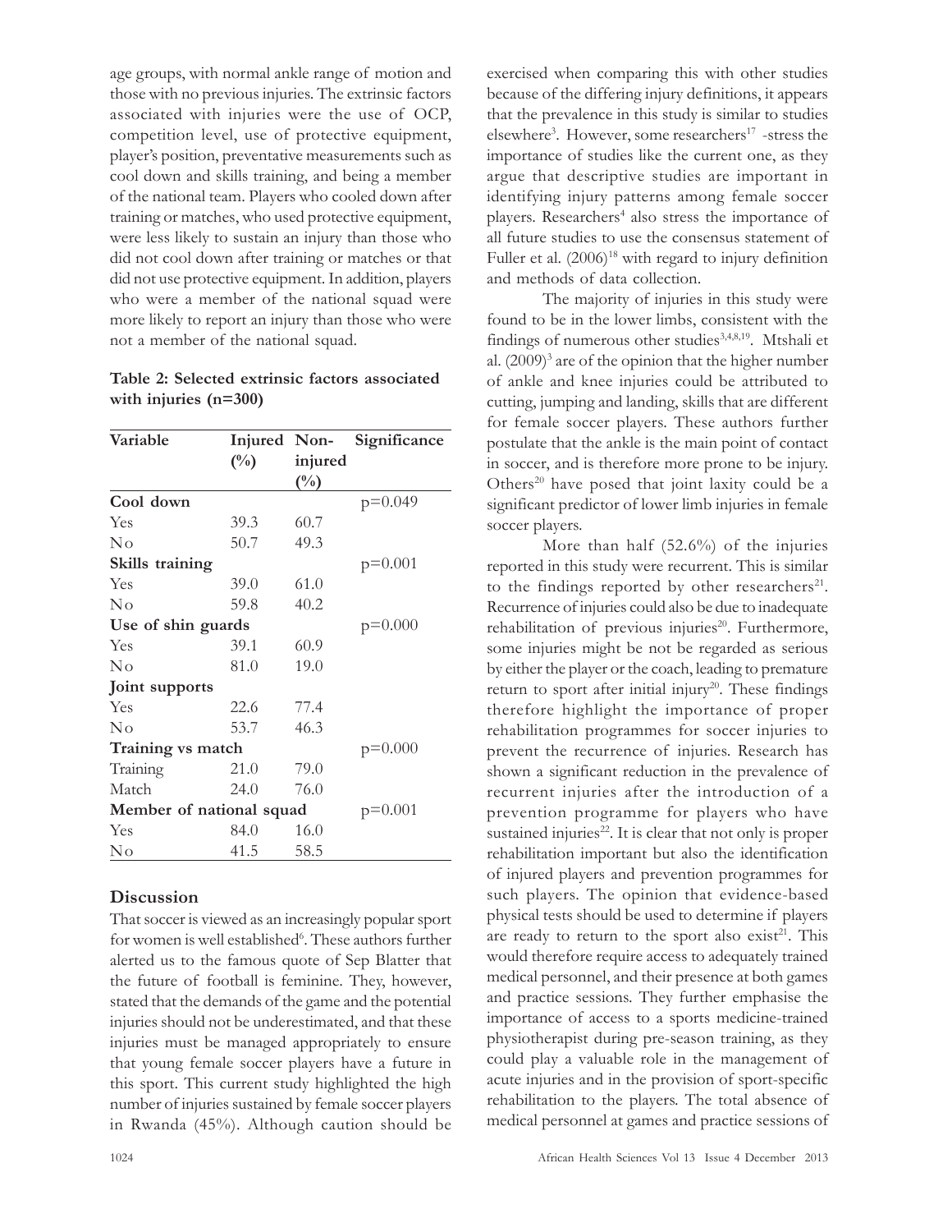age groups, with normal ankle range of motion and those with no previous injuries. The extrinsic factors associated with injuries were the use of OCP, competition level, use of protective equipment, player's position, preventative measurements such as cool down and skills training, and being a member of the national team. Players who cooled down after training or matches, who used protective equipment, were less likely to sustain an injury than those who did not cool down after training or matches or that did not use protective equipment. In addition, players who were a member of the national squad were more likely to report an injury than those who were not a member of the national squad.

**Table 2: Selected extrinsic factors associated with injuries (n=300)**

| Variable | Injured (%) | Non-injured (%) | Significance |
|---|---|---|---|
| **Cool down** | | | p=0.049 |
| Yes | 39.3 | 60.7 | |
| No | 50.7 | 49.3 | |
| **Skills training** | | | p=0.001 |
| Yes | 39.0 | 61.0 | |
| No | 59.8 | 40.2 | |
| **Use of shin guards** | | | p=0.000 |
| Yes | 39.1 | 60.9 | |
| No | 81.0 | 19.0 | |
| **Joint supports** | | | |
| Yes | 22.6 | 77.4 | |
| No | 53.7 | 46.3 | |
| **Training vs match** | | | p=0.000 |
| Training | 21.0 | 79.0 | |
| Match | 24.0 | 76.0 | |
| **Member of national squad** | | | p=0.001 |
| Yes | 84.0 | 16.0 | |
| No | 41.5 | 58.5 | |

## Discussion

That soccer is viewed as an increasingly popular sport for women is well established[6]. These authors further alerted us to the famous quote of Sep Blatter that the future of football is feminine. They, however, stated that the demands of the game and the potential injuries should not be underestimated, and that these injuries must be managed appropriately to ensure that young female soccer players have a future in this sport. This current study highlighted the high number of injuries sustained by female soccer players in Rwanda (45%). Although caution should be exercised when comparing this with other studies because of the differing injury definitions, it appears that the prevalence in this study is similar to studies elsewhere[3]. However, some researchers[17] -stress the importance of studies like the current one, as they argue that descriptive studies are important in identifying injury patterns among female soccer players. Researchers[4] also stress the importance of all future studies to use the consensus statement of Fuller et al. (2006)[18] with regard to injury definition and methods of data collection.

The majority of injuries in this study were found to be in the lower limbs, consistent with the findings of numerous other studies[3,4,8,19]. Mtshali et al. (2009)[3] are of the opinion that the higher number of ankle and knee injuries could be attributed to cutting, jumping and landing, skills that are different for female soccer players. These authors further postulate that the ankle is the main point of contact in soccer, and is therefore more prone to be injury. Others[20] have posed that joint laxity could be a significant predictor of lower limb injuries in female soccer players.

More than half (52.6%) of the injuries reported in this study were recurrent. This is similar to the findings reported by other researchers[21]. Recurrence of injuries could also be due to inadequate rehabilitation of previous injuries[20]. Furthermore, some injuries might be not be regarded as serious by either the player or the coach, leading to premature return to sport after initial injury[20]. These findings therefore highlight the importance of proper rehabilitation programmes for soccer injuries to prevent the recurrence of injuries. Research has shown a significant reduction in the prevalence of recurrent injuries after the introduction of a prevention programme for players who have sustained injuries[22]. It is clear that not only is proper rehabilitation important but also the identification of injured players and prevention programmes for such players. The opinion that evidence-based physical tests should be used to determine if players are ready to return to the sport also exist[21]. This would therefore require access to adequately trained medical personnel, and their presence at both games and practice sessions. They further emphasise the importance of access to a sports medicine-trained physiotherapist during pre-season training, as they could play a valuable role in the management of acute injuries and in the provision of sport-specific rehabilitation to the players. The total absence of medical personnel at games and practice sessions of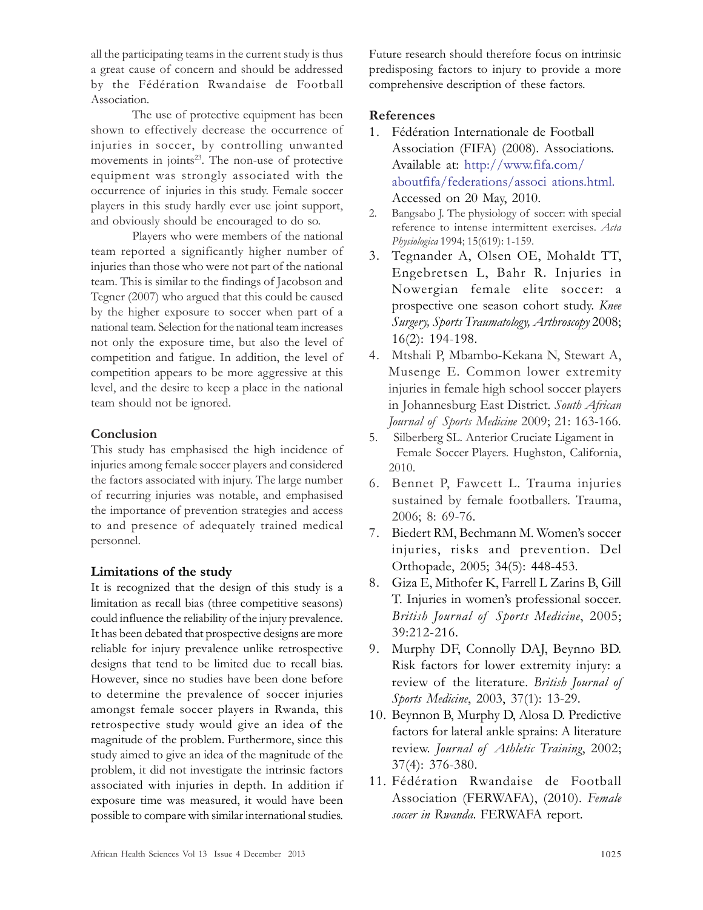all the participating teams in the current study is thus a great cause of concern and should be addressed by the Fédération Rwandaise de Football Association.

The use of protective equipment has been shown to effectively decrease the occurrence of injuries in soccer, by controlling unwanted movements in joints[23]. The non-use of protective equipment was strongly associated with the occurrence of injuries in this study. Female soccer players in this study hardly ever use joint support, and obviously should be encouraged to do so.

Players who were members of the national team reported a significantly higher number of injuries than those who were not part of the national team. This is similar to the findings of Jacobson and Tegner (2007) who argued that this could be caused by the higher exposure to soccer when part of a national team. Selection for the national team increases not only the exposure time, but also the level of competition and fatigue. In addition, the level of competition appears to be more aggressive at this level, and the desire to keep a place in the national team should not be ignored.

## Conclusion

This study has emphasised the high incidence of injuries among female soccer players and considered the factors associated with injury. The large number of recurring injuries was notable, and emphasised the importance of prevention strategies and access to and presence of adequately trained medical personnel.

## Limitations of the study

It is recognized that the design of this study is a limitation as recall bias (three competitive seasons) could influence the reliability of the injury prevalence. It has been debated that prospective designs are more reliable for injury prevalence unlike retrospective designs that tend to be limited due to recall bias. However, since no studies have been done before to determine the prevalence of soccer injuries amongst female soccer players in Rwanda, this retrospective study would give an idea of the magnitude of the problem. Furthermore, since this study aimed to give an idea of the magnitude of the problem, it did not investigate the intrinsic factors associated with injuries in depth. In addition if exposure time was measured, it would have been possible to compare with similar international studies. Future research should therefore focus on intrinsic predisposing factors to injury to provide a more comprehensive description of these factors.

## References

1. Fédération Internationale de Football Association (FIFA) (2008). Associations. Available at: http://www.fifa.com/aboutfifa/federations/associ ations.html. Accessed on 20 May, 2010.
2. Bangsabo J. The physiology of soccer: with special reference to intense intermittent exercises. *Acta Physiologica* 1994; 15(619): 1-159.
3. Tegnander A, Olsen OE, Mohaldt TT, Engebretsen L, Bahr R. Injuries in Nowergian female elite soccer: a prospective one season cohort study. *Knee Surgery, Sports Traumatology, Arthroscopy* 2008; 16(2): 194-198.
4. Mtshali P, Mbambo-Kekana N, Stewart A, Musenge E. Common lower extremity injuries in female high school soccer players in Johannesburg East District. *South African Journal of Sports Medicine* 2009; 21: 163-166.
5. Silberberg SL. Anterior Cruciate Ligament in Female Soccer Players. Hughston, California, 2010.
6. Bennet P, Fawcett L. Trauma injuries sustained by female footballers. Trauma, 2006; 8: 69-76.
7. Biedert RM, Bechmann M. Women's soccer injuries, risks and prevention. Del Orthopade, 2005; 34(5): 448-453.
8. Giza E, Mithofer K, Farrell L Zarins B, Gill T. Injuries in women's professional soccer. *British Journal of Sports Medicine*, 2005; 39:212-216.
9. Murphy DF, Connolly DAJ, Beynno BD. Risk factors for lower extremity injury: a review of the literature. *British Journal of Sports Medicine*, 2003, 37(1): 13-29.
10. Beynnon B, Murphy D, Alosa D. Predictive factors for lateral ankle sprains: A literature review. *Journal of Athletic Training*, 2002; 37(4): 376-380.
11. Fédération Rwandaise de Football Association (FERWAFA), (2010). *Female soccer in Rwanda*. FERWAFA report.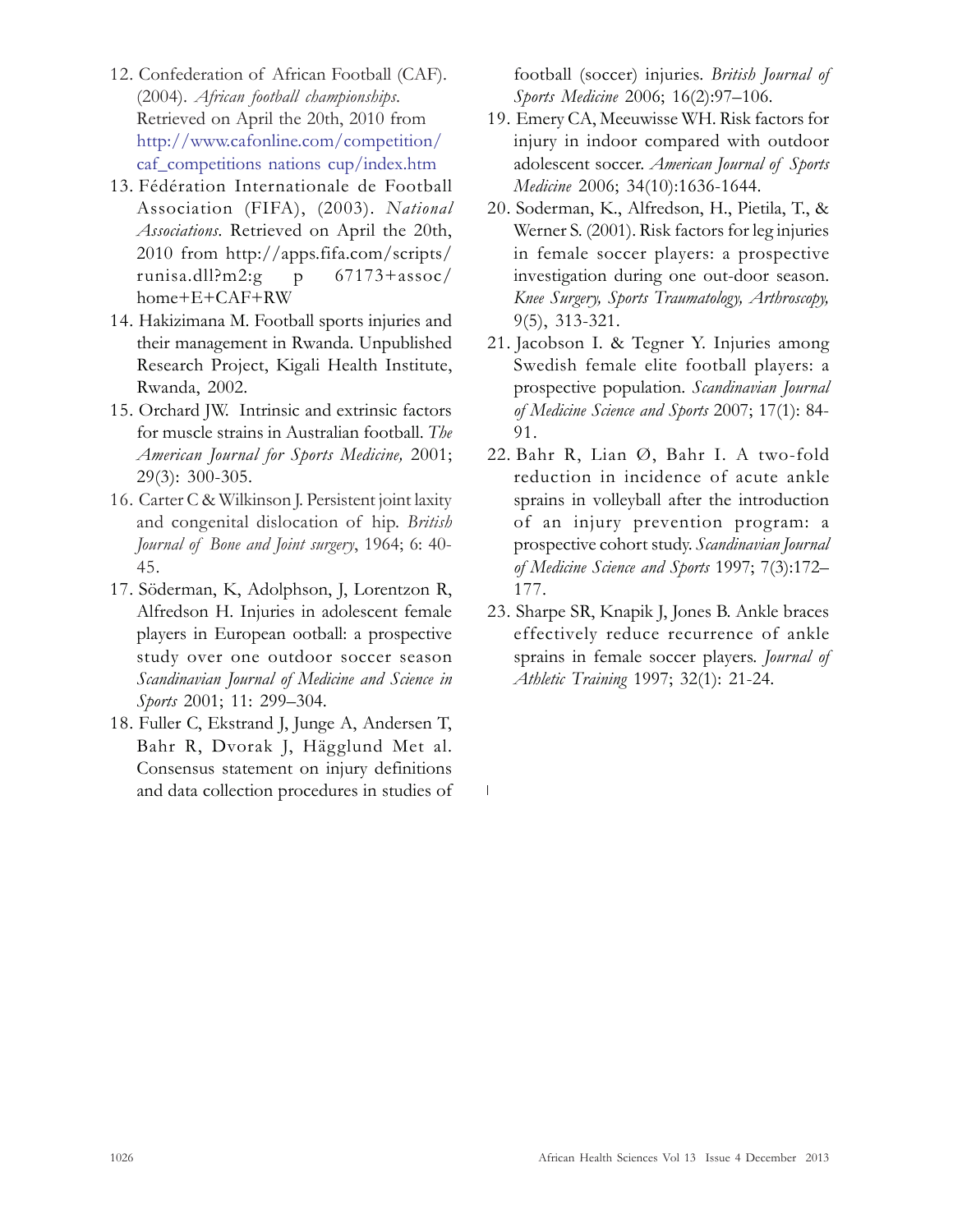12. Confederation of African Football (CAF). (2004). *African football championships*. Retrieved on April the 20th, 2010 from http://www.cafonline.com/competition/caf_competitions nations cup/index.htm
13. Fédération Internationale de Football Association (FIFA), (2003). *National Associations*. Retrieved on April the 20th, 2010 from http://apps.fifa.com/scripts/runisa.dll?m2:g p 67173+assoc/home+E+CAF+RW
14. Hakizimana M. Football sports injuries and their management in Rwanda. Unpublished Research Project, Kigali Health Institute, Rwanda, 2002.
15. Orchard JW. Intrinsic and extrinsic factors for muscle strains in Australian football. *The American Journal for Sports Medicine,* 2001; 29(3): 300-305.
16. Carter C & Wilkinson J. Persistent joint laxity and congenital dislocation of hip. *British Journal of Bone and Joint surgery*, 1964; 6: 40-45.
17. Söderman, K, Adolphson, J, Lorentzon R, Alfredson H. Injuries in adolescent female players in European ootball: a prospective study over one outdoor soccer season *Scandinavian Journal of Medicine and Science in Sports* 2001; 11: 299–304.
18. Fuller C, Ekstrand J, Junge A, Andersen T, Bahr R, Dvorak J, Hägglund Met al. Consensus statement on injury definitions and data collection procedures in studies of football (soccer) injuries. *British Journal of Sports Medicine* 2006; 16(2):97–106.
19. Emery CA, Meeuwisse WH. Risk factors for injury in indoor compared with outdoor adolescent soccer. *American Journal of Sports Medicine* 2006; 34(10):1636-1644.
20. Soderman, K., Alfredson, H., Pietila, T., & Werner S. (2001). Risk factors for leg injuries in female soccer players: a prospective investigation during one out-door season. *Knee Surgery, Sports Traumatology, Arthroscopy,* 9(5), 313-321.
21. Jacobson I. & Tegner Y. Injuries among Swedish female elite football players: a prospective population. *Scandinavian Journal of Medicine Science and Sports* 2007; 17(1): 84-91.
22. Bahr R, Lian Ø, Bahr I. A two-fold reduction in incidence of acute ankle sprains in volleyball after the introduction of an injury prevention program: a prospective cohort study. *Scandinavian Journal of Medicine Science and Sports* 1997; 7(3):172–177.
23. Sharpe SR, Knapik J, Jones B. Ankle braces effectively reduce recurrence of ankle sprains in female soccer players. *Journal of Athletic Training* 1997; 32(1): 21-24.